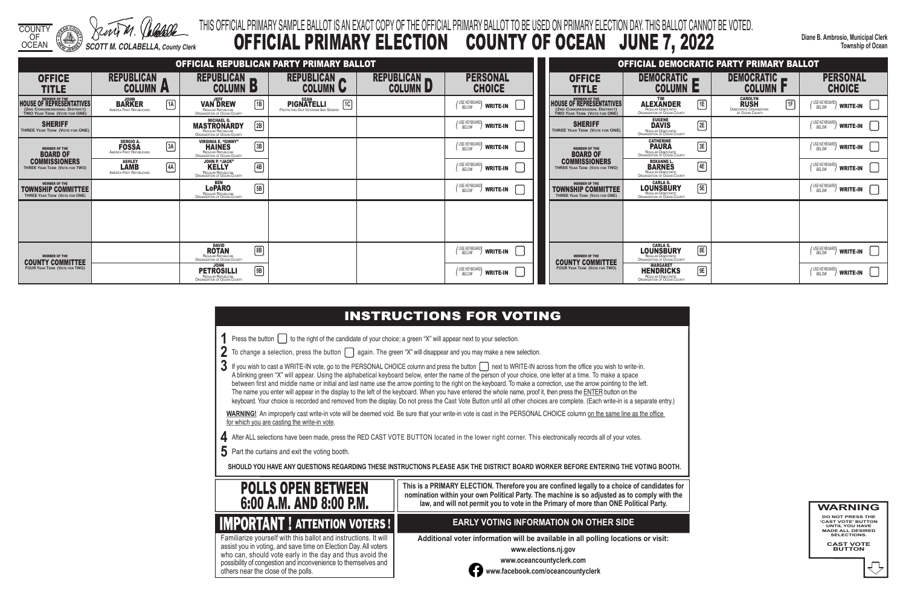COUNTY OF OCEAN

*SCOTT M. COLABELLA, County Clerk*

THIS OFFICIAL PRIMARY SAMPLE BALLOT IS AN EXACT COPY OF THE OFFICIAL PRIMARY BALLOT TO BE USED ON PRIMARY ELECTION DAY. THIS BALLOT CANNOT BE VOTED.

# OFFICIAL PRIMARY ELECTION COUNTY OF OCEAN JUNE 7, 2022

**Diane B. Ambrosio, Municipal Clerk**
**Township of Ocean**

## OFFICIAL REPUBLICAN PARTY PRIMARY BALLOT

| OFFICE TITLE | REPUBLICAN COLUMN A | REPUBLICAN COLUMN B | REPUBLICAN COLUMN C | REPUBLICAN COLUMN D | PERSONAL CHOICE |
|---|---|---|---|---|---|
| MEMBER OF THE HOUSE OF REPRESENTATIVES (2ND CONGRESSIONAL DISTRICT) TWO YEAR TERM (VOTE FOR ONE) | 1A JOHN BARKER America First Republicans | 1B JEFF VAN DREW Regular Republican Organization of Ocean County | 1C SEAN PIGNATELLI Protecting Our Veterans And Seniors | | (USE KEYBOARD BELOW) WRITE-IN |
| SHERIFF THREE YEAR TERM (VOTE FOR ONE) | | 2B MICHAEL G. MASTRONARDY Regular Republican Organization of Ocean County | | | (USE KEYBOARD BELOW) WRITE-IN |
| MEMBER OF THE BOARD OF COMMISSIONERS THREE YEAR TERM (VOTE FOR TWO) | 3A SERGIO A. FOSSA America First Republicans | 3B VIRGINIA E. "GINNY" HAINES Regular Republican Organization of Ocean County | | | (USE KEYBOARD BELOW) WRITE-IN |
| | 4A ASHLEY LAMB America First Republicans | 4B JOHN P. "JACK" KELLY Regular Republican Organization of Ocean County | | | (USE KEYBOARD BELOW) WRITE-IN |
| MEMBER OF THE TOWNSHIP COMMITTEE THREE YEAR TERM (VOTE FOR ONE) | | 5B BEN LoPARO Regular Republican Organization of Ocean County | | | (USE KEYBOARD BELOW) WRITE-IN |
| MEMBER OF THE COUNTY COMMITTEE FOUR YEAR TERM (VOTE FOR TWO) | | 8B DAVID ROTAN Regular Republican Organization of Ocean County | | | (USE KEYBOARD BELOW) WRITE-IN |
| | | 9B JOHN PETROSILLI Regular Republican Organization of Ocean County | | | (USE KEYBOARD BELOW) WRITE-IN |

## OFFICIAL DEMOCRATIC PARTY PRIMARY BALLOT

| OFFICE TITLE | DEMOCRATIC COLUMN E | DEMOCRATIC COLUMN F | PERSONAL CHOICE |
|---|---|---|---|
| MEMBER OF THE HOUSE OF REPRESENTATIVES (2ND CONGRESSIONAL DISTRICT) TWO YEAR TERM (VOTE FOR ONE) | 1E TIM ALEXANDER Regular Democratic Organization of Ocean County | 1F CAROLYN RUSH Democratic Organization of Ocean County | (USE KEYBOARD BELOW) WRITE-IN |
| SHERIFF THREE YEAR TERM (VOTE FOR ONE) | 2E EUGENE DAVIS Regular Democratic Organization of Ocean County | | (USE KEYBOARD BELOW) WRITE-IN |
| MEMBER OF THE BOARD OF COMMISSIONERS THREE YEAR TERM (VOTE FOR TWO) | 3E CATHERINE PAURA Regular Democratic Organization of Ocean County | | (USE KEYBOARD BELOW) WRITE-IN |
| | 4E ROXANNE L. BARNES Regular Democratic Organization of Ocean County | | (USE KEYBOARD BELOW) WRITE-IN |
| MEMBER OF THE TOWNSHIP COMMITTEE THREE YEAR TERM (VOTE FOR ONE) | 5E CARLA G. LOUNSBURY Regular Democratic Organization of Ocean County | | (USE KEYBOARD BELOW) WRITE-IN |
| MEMBER OF THE COUNTY COMMITTEE FOUR YEAR TERM (VOTE FOR TWO) | 8E CARLA G. LOUNSBURY Regular Democratic Organization of Ocean County | | (USE KEYBOARD BELOW) WRITE-IN |
| | 9E MARGARET HENDRICKS Regular Democratic Organization of Ocean County | | (USE KEYBOARD BELOW) WRITE-IN |

## INSTRUCTIONS FOR VOTING

1. Press the button ☐ to the right of the candidate of your choice; a green "X" will appear next to your selection.
2. To change a selection, press the button ☐ again. The green "X" will disappear and you may make a new selection.
3. If you wish to cast a WRITE-IN vote, go to the PERSONAL CHOICE column and press the button ☐ next to WRITE-IN across from the office you wish to write-in. A blinking green "X" will appear. Using the alphabetical keyboard below, enter the name of the person of your choice, one letter at a time. To make a space between first and middle name or initial and last name use the arrow pointing to the right on the keyboard. To make a correction, use the arrow pointing to the left. The name you enter will appear in the display to the left of the keyboard. When you have entered the whole name, proof it, then press the ENTER button on the keyboard. Your choice is recorded and removed from the display. Do not press the Cast Vote Button until all other choices are complete. (Each write-in is a separate entry.)

**WARNING!** An improperly cast write-in vote will be deemed void. Be sure that your write-in vote is cast in the PERSONAL CHOICE column on the same line as the office for which you are casting the write-in vote.

4. After ALL selections have been made, press the RED CAST VOTE BUTTON located in the lower right corner. This electronically records all of your votes.
5. Part the curtains and exit the voting booth.

**SHOULD YOU HAVE ANY QUESTIONS REGARDING THESE INSTRUCTIONS PLEASE ASK THE DISTRICT BOARD WORKER BEFORE ENTERING THE VOTING BOOTH.**

## POLLS OPEN BETWEEN 6:00 A.M. AND 8:00 P.M.

**This is a PRIMARY ELECTION. Therefore you are confined legally to a choice of candidates for nomination within your own Political Party. The machine is so adjusted as to comply with the law, and will not permit you to vote in the Primary of more than ONE Political Party.**

## IMPORTANT ! ATTENTION VOTERS !

Familiarize yourself with this ballot and instructions. It will assist you in voting, and save time on Election Day. All voters who can, should vote early in the day and thus avoid the possibility of congestion and inconvenience to themselves and others near the close of the polls.

## EARLY VOTING INFORMATION ON OTHER SIDE

**Additional voter information will be available in all polling locations or visit:**

**www.elections.nj.gov**

**www.oceancountyclerk.com**

**www.facebook.com/oceancountyclerk**

**WARNING**

DO NOT PRESS THE 'CAST VOTE' BUTTON UNTIL YOU HAVE MADE ALL DESIRED SELECTIONS.

CAST VOTE BUTTON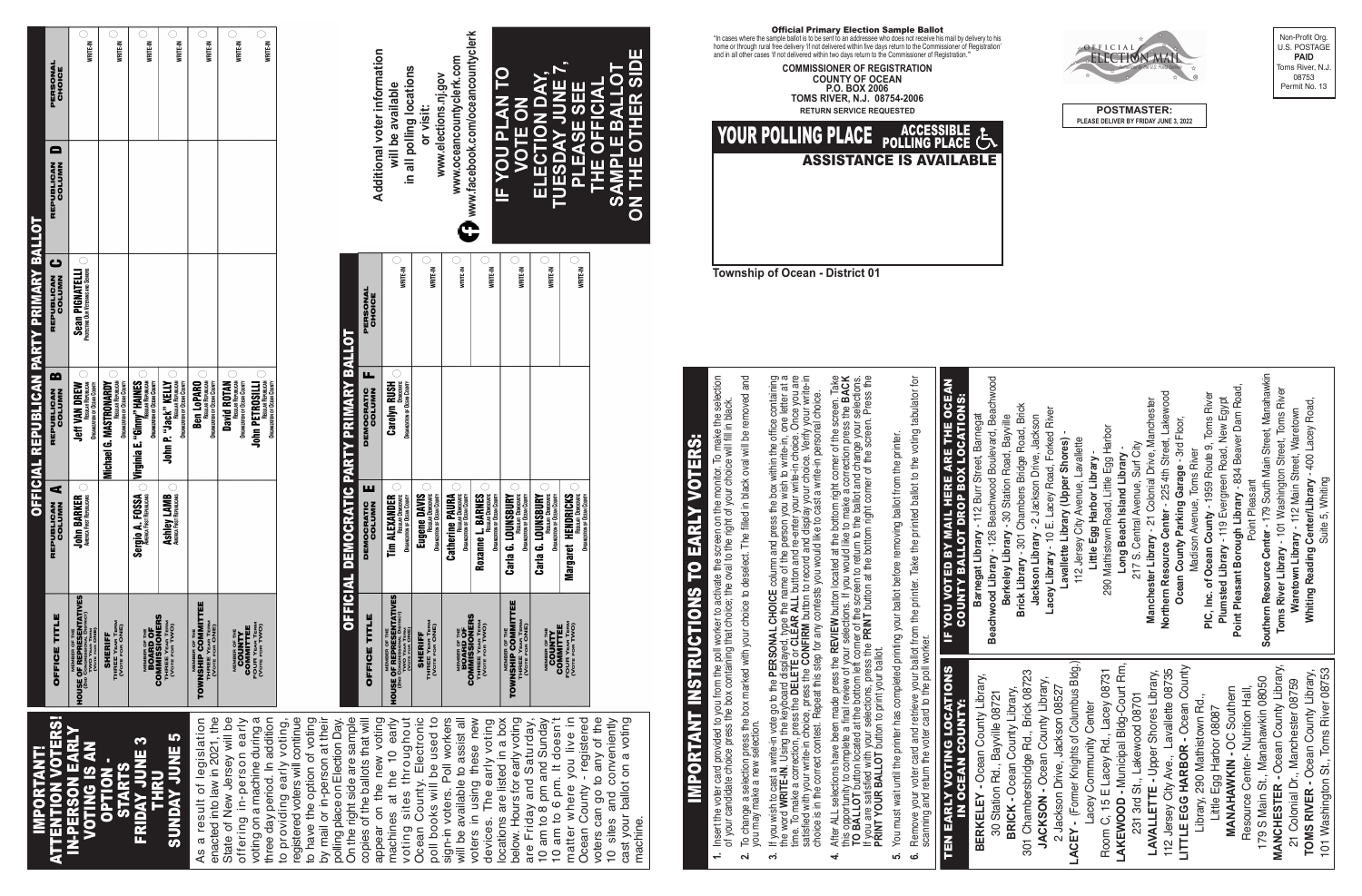# IMPORTANT! ATTENTION VOTERS! IN-PERSON EARLY VOTING IS AN OPTION - STARTS FRIDAY JUNE 3 THRU SUNDAY JUNE 5

As a result of legislation enacted into law in 2021, the State of New Jersey will be offering in-person early voting on a machine during a three day period. In addition to providing early voting, registered voters will continue to have the option of voting by mail or in-person at their polling place on Election Day. On the right side are sample copies of the ballots that will appear on the new voting machines at the 10 early voting sites throughout Ocean County. Electronic poll books will be used to sign-in voters. Poll workers will be available to assist all voters in using these new devices. The early voting locations are listed in a box below. Hours for early voting are Friday and Saturday, 10 am to 8 pm and Sunday 10 am to 6 pm. It doesn't matter where you live in Ocean County - registered voters can go to any of the 10 sites and conveniently cast your ballot on a voting machine.

## OFFICIAL REPUBLICAN PARTY PRIMARY BALLOT

| OFFICE TITLE | REPUBLICAN COLUMN A | REPUBLICAN COLUMN B | REPUBLICAN COLUMN C | REPUBLICAN COLUMN D | PERSONAL CHOICE |
|---|---|---|---|---|---|
| MEMBER OF THE HOUSE OF REPRESENTATIVES (2nd Congressional District) (Vote for ONE) | John BARKER — America First Republicans | Jeff VAN DREW — Regular Republican Organization of Ocean County | Sean PIGNATELLI — Protecting Our Veterans and Seniors | | WRITE-IN |
| SHERIFF THREE Year Term (Vote for ONE) | | Michael G. MASTRONARDY — Regular Republican Organization of Ocean County | | | WRITE-IN |
| MEMBER OF THE BOARD OF COMMISSIONERS THREE Year Term (Vote for TWO) | Sergio A. FOSSA — America First Republicans | Virginia E. "Ginny" HAINES — Regular Republican Organization of Ocean County | | | WRITE-IN |
| | Ashley LAMB — America First Republicans | John P. "Jack" KELLY — Regular Republican Organization of Ocean County | | | WRITE-IN |
| MEMBER OF THE TOWNSHIP COMMITTEE THREE Year Term (Vote for ONE) | | Ben LoPARO — Regular Republican Organization of Ocean County | | | WRITE-IN |
| MEMBER OF THE COUNTY COMMITTEE FOUR Year Term (Vote for TWO) | | David ROTAN — Regular Republican Organization of Ocean County | | | WRITE-IN |
| | | John PETROSILLI — Regular Republican Organization of Ocean County | | | WRITE-IN |

## OFFICIAL DEMOCRATIC PARTY PRIMARY BALLOT

| OFFICE TITLE | DEMOCRATIC COLUMN E | DEMOCRATIC COLUMN F | PERSONAL CHOICE |
|---|---|---|---|
| MEMBER OF THE HOUSE OF REPRESENTATIVES (2nd Congressional District) (Vote for ONE) | Tim ALEXANDER — Regular Democratic Organization of Ocean County | Carolyn RUSH — Democratic Organization of Ocean County | WRITE-IN |
| SHERIFF THREE Year Term (Vote for ONE) | Eugene DAVIS — Regular Democratic Organization of Ocean County | | WRITE-IN |
| MEMBER OF THE BOARD OF COMMISSIONERS THREE Year Term (Vote for TWO) | Catherine PAURA — Regular Democratic Organization of Ocean County | | WRITE-IN |
| | Roxanne L. BARNES — Regular Democratic Organization of Ocean County | | WRITE-IN |
| MEMBER OF THE TOWNSHIP COMMITTEE THREE Year Term (Vote for ONE) | Carla G. LOUNSBURY — Regular Democratic Organization of Ocean County | | WRITE-IN |
| MEMBER OF THE COUNTY COMMITTEE FOUR Year Term (Vote for TWO) | Carla G. LOUNSBURY — Regular Democratic Organization of Ocean County | | WRITE-IN |
| | Margaret HENDRICKS — Regular Democratic Organization of Ocean County | | WRITE-IN |

Additional voter information will be available in all polling locations or visit:
www.elections.nj.gov
www.oceancountyclerk.com
www.facebook.com/oceancountyclerk

**IF YOU PLAN TO VOTE ON ELECTION DAY, TUESDAY JUNE 7, PLEASE SEE THE OFFICIAL SAMPLE BALLOT ON THE OTHER SIDE**

# IMPORTANT INSTRUCTIONS TO EARLY VOTERS:

1. Insert the voter card provided to you from the poll worker to activate the screen on the monitor. To make the selection of your candidate choice press the box containing that choice; the oval to the right of your choice will fill in black.
2. To change a selection press the box marked with your choice to deselect. The filled in black oval will be removed and you may make a new selection.
3. If you wish to cast a write-in vote go to the **PERSONAL CHOICE** column and press the box within the office containing the word **WRITE-IN**. Using the keyboard displayed, type the name of the person you wish to write-in, one letter at a time. To make a correction, press the **DELETE** or **CLEAR ALL** button and re-enter your write-in choice. Once you are satisfied with your write-in choice, press the **CONFIRM** button to record and display your choice. Verify your write-in choice is in the correct contest. Repeat this step for any contests you would like to cast a write-in personal choice.
4. After ALL selections have been made press the **REVIEW** button located at the bottom right corner of the screen. Take this opportunity to complete a final review of your selections. If you would like to make a correction press the **BACK TO BALLOT** button located at the bottom left corner of the screen to return to the ballot and change your selections. If you are satisfied with your selections, press the **PRINT** button at the bottom right corner of the screen. Press the **PRINT YOUR BALLOT** button to print your ballot.
5. You must wait until the printer has completed printing your ballot before removing ballot from the printer.
6. Remove your voter card and retrieve your ballot from the printer. Take the printed ballot to the voting tabulator for scanning and return the voter card to the poll worker.

## TEN EARLY VOTING LOCATIONS IN OCEAN COUNTY:

**BERKELEY** - Ocean County Library, 30 Station Rd., Bayville 08721
**BRICK** - Ocean County Library, 301 Chambersbridge Rd., Brick 08723
**JACKSON** - Ocean County Library, 2 Jackson Drive, Jackson 08527
**LACEY** - (Former Knights of Columbus Bldg.) Lacey Community Center Room C, 15 E Lacey Rd., Lacey 08731
**LAKEWOOD** - Municipal Bldg-Court Rm, 231 3rd St., Lakewood 08701
**LAVALLETTE** - Upper Shores Library, 112 Jersey City Ave., Lavallette 08735
**LITTLE EGG HARBOR** - Ocean County Library, 290 Mathistown Rd., Little Egg Harbor 08087
**MANAHAWKIN** - OC Southern Resource Center- Nutrition Hall, 179 S Main St., Manahawkin 08050
**MANCHESTER** - Ocean County Library, 21 Colonial Dr., Manchester 08759
**TOMS RIVER** - Ocean County Library, 101 Washington St., Toms River 08753

## IF YOU VOTED BY MAIL HERE ARE THE OCEAN COUNTY BALLOT DROP BOX LOCATIONS:

**Barnegat Library** - 112 Burr Street, Barnegat
**Beachwood Library** - 126 Beachwood Boulevard, Beachwood
**Berkeley Library** - 30 Station Road, Bayville
**Brick Library** - 301 Chambers Bridge Road, Brick
**Jackson Library** - 2 Jackson Drive, Jackson
**Lacey Library** - 10 E. Lacey Road, Forked River
**Lavallette Library (Upper Shores)** - 112 Jersey City Avenue, Lavallette
**Little Egg Harbor Library** - 290 Mathistown Road, Little Egg Harbor
**Long Beach Island Library** - 217 S. Central Avenue, Surf City
**Manchester Library** - 21 Colonial Drive, Manchester
**Northern Resource Center** - 225 4th Street, Lakewood
**Ocean County Parking Garage** - 3rd Floor, Madison Avenue, Toms River
**PIC, Inc. of Ocean County** - 1959 Route 9, Toms River
**Plumsted Library** - 119 Evergreen Road, New Egypt
**Point Pleasant Borough Library** - 834 Beaver Dam Road, Point Pleasant
**Southern Resource Center** - 179 South Main Street, Manahawkin
**Toms River Library** - 101 Washington Street, Toms River
**Waretown Library** - 112 Main Street, Waretown
**Whiting Reading Center/Library** - 400 Lacey Road, Suite 5, Whiting

**Official Primary Election Sample Ballot**

"In cases where the sample ballot is to be sent to an addressee who does not receive his mail by delivery to his home or through rural free delivery 'if not delivered within five days return to the Commissioner of Registration' and in all other cases 'if not delivered within two days return to the Commissioner of Registration.'"

COMMISSIONER OF REGISTRATION
COUNTY OF OCEAN
P.O. BOX 2006
TOMS RIVER, N.J. 08754-2006
RETURN SERVICE REQUESTED

OFFICIAL ELECTION MAIL

Non-Profit Org.
U.S. POSTAGE
**PAID**
Toms River, N.J.
08753
Permit No. 13

**POSTMASTER:**
PLEASE DELIVER BY FRIDAY JUNE 3, 2022

**YOUR POLLING PLACE** — ACCESSIBLE POLLING PLACE
**ASSISTANCE IS AVAILABLE**

**Township of Ocean - District 01**